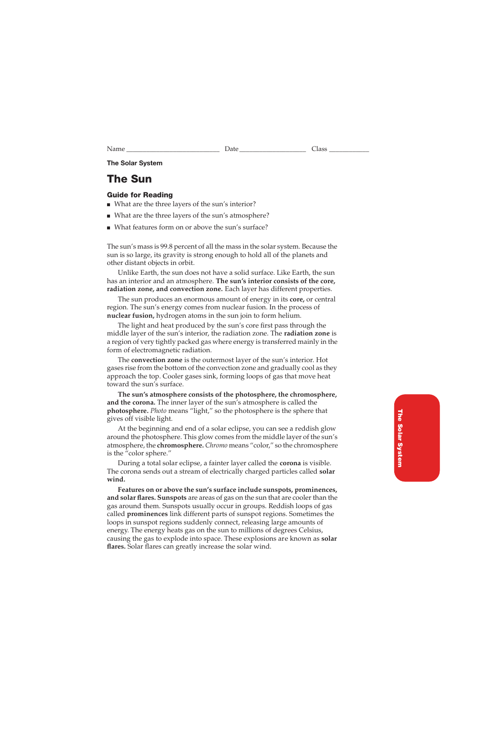Name ______________________ Date ________________ Class __________

**The Solar System**

# The Sun

## Guide for Reading

- What are the three layers of the sun's interior?
- What are the three layers of the sun's atmosphere?
- What features form on or above the sun's surface?

The sun's mass is 99.8 percent of all the mass in the solar system. Because the sun is so large, its gravity is strong enough to hold all of the planets and other distant objects in orbit.

Unlike Earth, the sun does not have a solid surface. Like Earth, the sun has an interior and an atmosphere. **The sun's interior consists of the core, radiation zone, and convection zone.** Each layer has different properties.

The sun produces an enormous amount of energy in its **core,** or central region. The sun's energy comes from nuclear fusion. In the process of **nuclear fusion,** hydrogen atoms in the sun join to form helium.

The light and heat produced by the sun's core first pass through the middle layer of the sun's interior, the radiation zone. The **radiation zone** is a region of very tightly packed gas where energy is transferred mainly in the form of electromagnetic radiation.

The **convection zone** is the outermost layer of the sun's interior. Hot gases rise from the bottom of the convection zone and gradually cool as they approach the top. Cooler gases sink, forming loops of gas that move heat toward the sun's surface.

**The sun's atmosphere consists of the photosphere, the chromosphere, and the corona.** The inner layer of the sun's atmosphere is called the **photosphere.** *Photo* means "light," so the photosphere is the sphere that gives off visible light.

At the beginning and end of a solar eclipse, you can see a reddish glow around the photosphere. This glow comes from the middle layer of the sun's atmosphere, the **chromosphere.** *Chromo* means "color," so the chromosphere is the "color sphere."

During a total solar eclipse, a fainter layer called the **corona** is visible. The corona sends out a stream of electrically charged particles called **solar wind.**

**Features on or above the sun's surface include sunspots, prominences, and solar flares. Sunspots** are areas of gas on the sun that are cooler than the gas around them. Sunspots usually occur in groups. Reddish loops of gas called **prominences** link different parts of sunspot regions. Sometimes the loops in sunspot regions suddenly connect, releasing large amounts of energy. The energy heats gas on the sun to millions of degrees Celsius, causing the gas to explode into space. These explosions are known as **solar flares.** Solar flares can greatly increase the solar wind.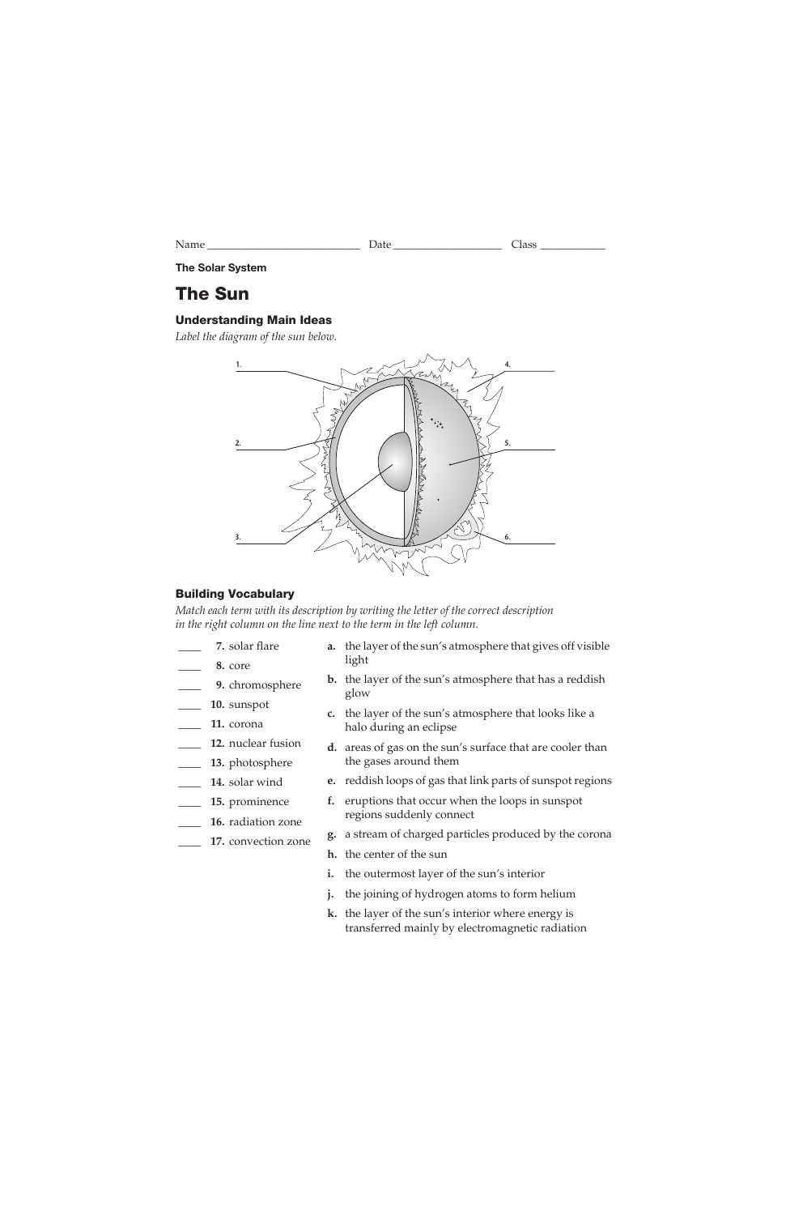Name ___________________________ Date ____________________ Class ____________

**The Solar System**

# The Sun

### Understanding Main Ideas

*Label the diagram of the sun below.*

1. 

2. 

3. 

4. 

5. 

6. 

### Building Vocabulary

*Match each term with its description by writing the letter of the correct description in the right column on the line next to the term in the left column.*

____ **7.** solar flare

____ **8.** core

____ **9.** chromosphere

____ **10.** sunspot

____ **11.** corona

____ **12.** nuclear fusion

____ **13.** photosphere

____ **14.** solar wind

____ **15.** prominence

____ **16.** radiation zone

____ **17.** convection zone

**a.** the layer of the sun's atmosphere that gives off visible light

**b.** the layer of the sun's atmosphere that has a reddish glow

**c.** the layer of the sun's atmosphere that looks like a halo during an eclipse

**d.** areas of gas on the sun's surface that are cooler than the gases around them

**e.** reddish loops of gas that link parts of sunspot regions

**f.** eruptions that occur when the loops in sunspot regions suddenly connect

**g.** a stream of charged particles produced by the corona

**h.** the center of the sun

**i.** the outermost layer of the sun's interior

**j.** the joining of hydrogen atoms to form helium

**k.** the layer of the sun's interior where energy is transferred mainly by electromagnetic radiation